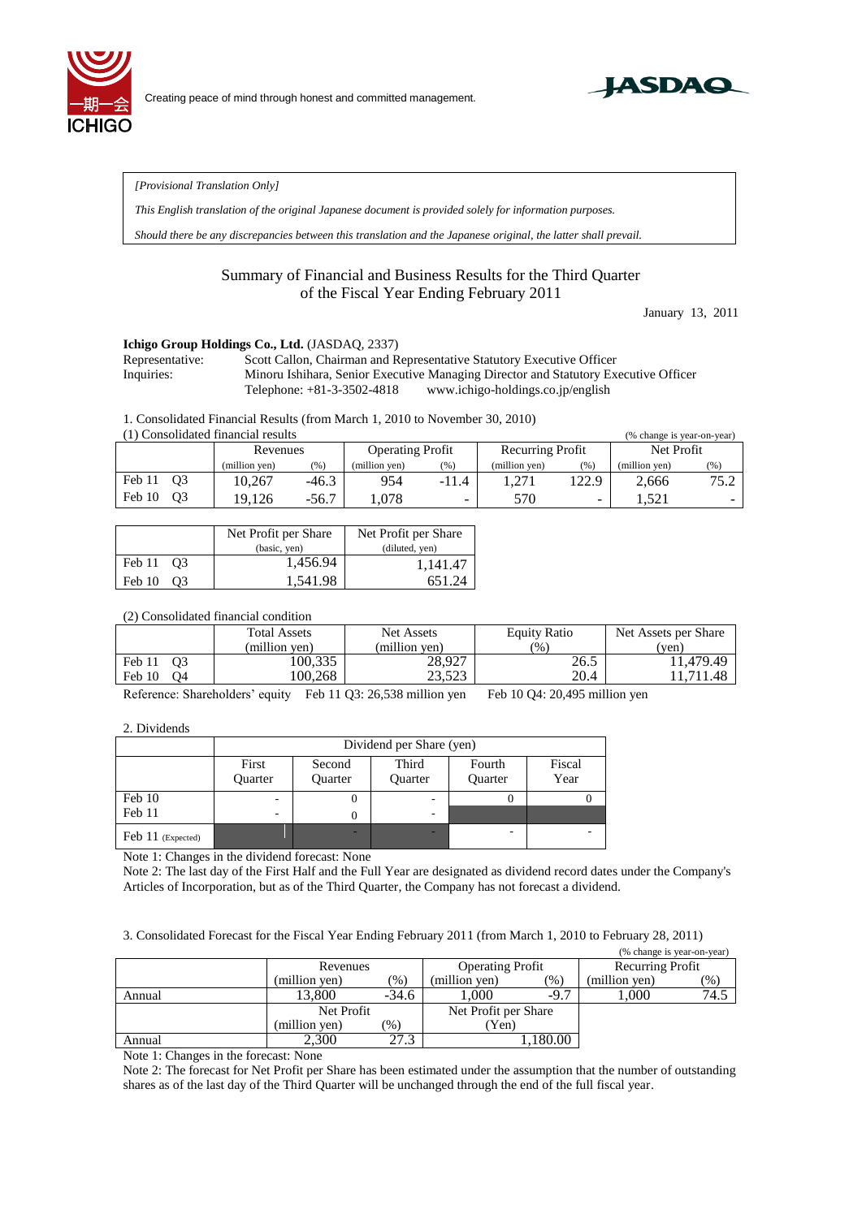Creating peace of mind through honest and committed management.

*[Provisional Translation Only]*

*This English translation of the original Japanese document is provided solely for information purposes.*

*Should there be any discrepancies between this translation and the Japanese original, the latter shall prevail.*

# Summary of Financial and Business Results for the Third Quarter of the Fiscal Year Ending February 2011

January 13, 2011

**Ichigo Group Holdings Co., Ltd.** (JASDAQ, 2337)

Representative: Scott Callon, Chairman and Representative Statutory Executive Officer
Inquiries: Minoru Ishihara, Senior Executive Managing Director and Statutory Executive Officer
Telephone: +81-3-3502-4818 www.ichigo-holdings.co.jp/english

1. Consolidated Financial Results (from March 1, 2010 to November 30, 2010)

(1) Consolidated financial results (% change is year-on-year)

| | Revenues | | Operating Profit | | Recurring Profit | | Net Profit | |
|---|---|---|---|---|---|---|---|---|
| | (million yen) | (%) | (million yen) | (%) | (million yen) | (%) | (million yen) | (%) |
| Feb 11 Q3 | 10,267 | -46.3 | 954 | -11.4 | 1,271 | 122.9 | 2,666 | 75.2 |
| Feb 10 Q3 | 19,126 | -56.7 | 1,078 | - | 570 | - | 1,521 | - |

| | Net Profit per Share (basic, yen) | Net Profit per Share (diluted, yen) |
|---|---|---|
| Feb 11 Q3 | 1,456.94 | 1,141.47 |
| Feb 10 Q3 | 1,541.98 | 651.24 |

(2) Consolidated financial condition

| | Total Assets (million yen) | Net Assets (million yen) | Equity Ratio (%) | Net Assets per Share (yen) |
|---|---|---|---|---|
| Feb 11 Q3 | 100,335 | 28,927 | 26.5 | 11,479.49 |
| Feb 10 Q4 | 100,268 | 23,523 | 20.4 | 11,711.48 |

Reference: Shareholders' equity Feb 11 Q3: 26,538 million yen Feb 10 Q4: 20,495 million yen

2. Dividends

| | Dividend per Share (yen) | | | | |
|---|---|---|---|---|---|
| | First Quarter | Second Quarter | Third Quarter | Fourth Quarter | Fiscal Year |
| Feb 10 | - | 0 | - | 0 | 0 |
| Feb 11 | - | 0 | - | | |
| Feb 11 (Expected) | | | - | - | - |

Note 1: Changes in the dividend forecast: None

Note 2: The last day of the First Half and the Full Year are designated as dividend record dates under the Company's Articles of Incorporation, but as of the Third Quarter, the Company has not forecast a dividend.

3. Consolidated Forecast for the Fiscal Year Ending February 2011 (from March 1, 2010 to February 28, 2011)

(% change is year-on-year)

| | Revenues | | Operating Profit | | Recurring Profit | |
|---|---|---|---|---|---|---|
| | (million yen) | (%) | (million yen) | (%) | (million yen) | (%) |
| Annual | 13,800 | -34.6 | 1,000 | -9.7 | 1,000 | 74.5 |

| | Net Profit | | Net Profit per Share |
|---|---|---|---|
| | (million yen) | (%) | (Yen) |
| Annual | 2,300 | 27.3 | 1,180.00 |

Note 1: Changes in the forecast: None

Note 2: The forecast for Net Profit per Share has been estimated under the assumption that the number of outstanding shares as of the last day of the Third Quarter will be unchanged through the end of the full fiscal year.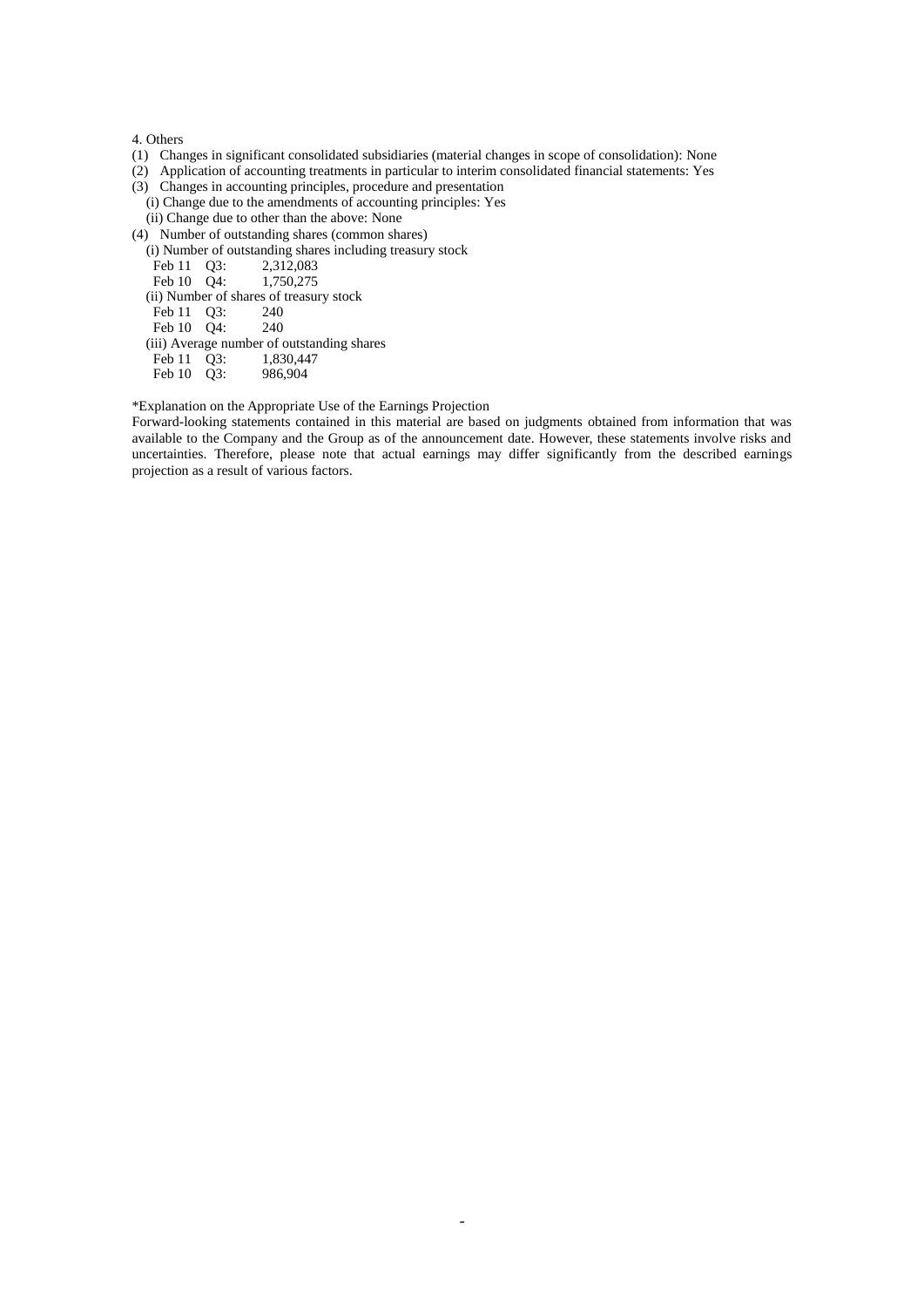4. Others

(1) Changes in significant consolidated subsidiaries (material changes in scope of consolidation): None

(2) Application of accounting treatments in particular to interim consolidated financial statements: Yes

(3) Changes in accounting principles, procedure and presentation

(i) Change due to the amendments of accounting principles: Yes

(ii) Change due to other than the above: None

(4) Number of outstanding shares (common shares)

(i) Number of outstanding shares including treasury stock

| | | |
|---|---|---|
| Feb 11 | Q3: | 2,312,083 |
| Feb 10 | Q4: | 1,750,275 |

(ii) Number of shares of treasury stock

| | | |
|---|---|---|
| Feb 11 | Q3: | 240 |
| Feb 10 | Q4: | 240 |

(iii) Average number of outstanding shares

| | | |
|---|---|---|
| Feb 11 | Q3: | 1,830,447 |
| Feb 10 | Q3: | 986,904 |

*Explanation on the Appropriate Use of the Earnings Projection

Forward-looking statements contained in this material are based on judgments obtained from information that was available to the Company and the Group as of the announcement date. However, these statements involve risks and uncertainties. Therefore, please note that actual earnings may differ significantly from the described earnings projection as a result of various factors.